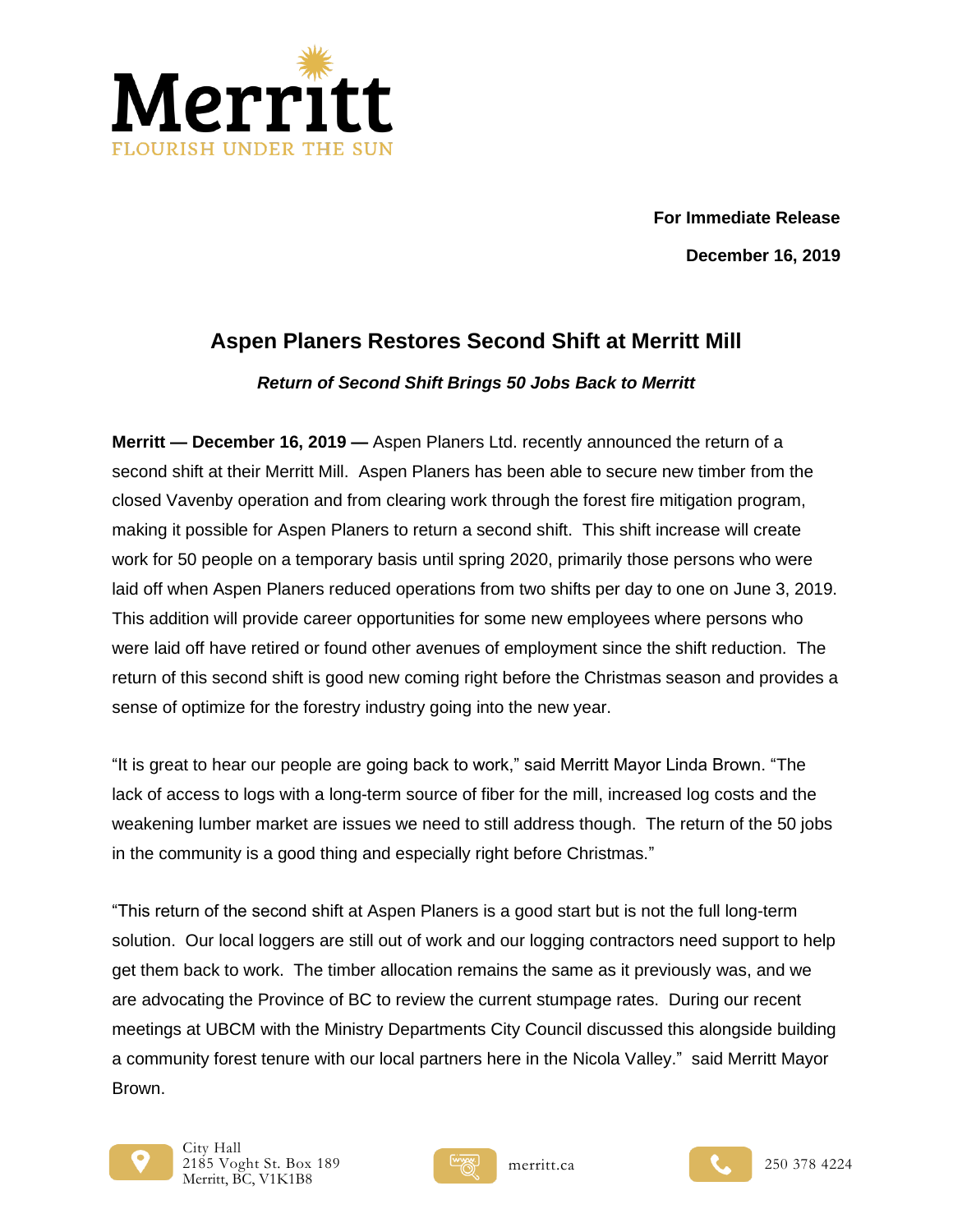Merritt

FLOURISH UNDER THE SUN

**For Immediate Release**

**December 16, 2019**

# Aspen Planers Restores Second Shift at Merritt Mill

***Return of Second Shift Brings 50 Jobs Back to Merritt***

**Merritt — December 16, 2019 —** Aspen Planers Ltd. recently announced the return of a second shift at their Merritt Mill. Aspen Planers has been able to secure new timber from the closed Vavenby operation and from clearing work through the forest fire mitigation program, making it possible for Aspen Planers to return a second shift. This shift increase will create work for 50 people on a temporary basis until spring 2020, primarily those persons who were laid off when Aspen Planers reduced operations from two shifts per day to one on June 3, 2019. This addition will provide career opportunities for some new employees where persons who were laid off have retired or found other avenues of employment since the shift reduction. The return of this second shift is good new coming right before the Christmas season and provides a sense of optimize for the forestry industry going into the new year.

"It is great to hear our people are going back to work," said Merritt Mayor Linda Brown. "The lack of access to logs with a long-term source of fiber for the mill, increased log costs and the weakening lumber market are issues we need to still address though. The return of the 50 jobs in the community is a good thing and especially right before Christmas."

"This return of the second shift at Aspen Planers is a good start but is not the full long-term solution. Our local loggers are still out of work and our logging contractors need support to help get them back to work. The timber allocation remains the same as it previously was, and we are advocating the Province of BC to review the current stumpage rates. During our recent meetings at UBCM with the Ministry Departments City Council discussed this alongside building a community forest tenure with our local partners here in the Nicola Valley." said Merritt Mayor Brown.

City Hall
2185 Voght St. Box 189
Merritt, BC, V1K1B8

merritt.ca

250 378 4224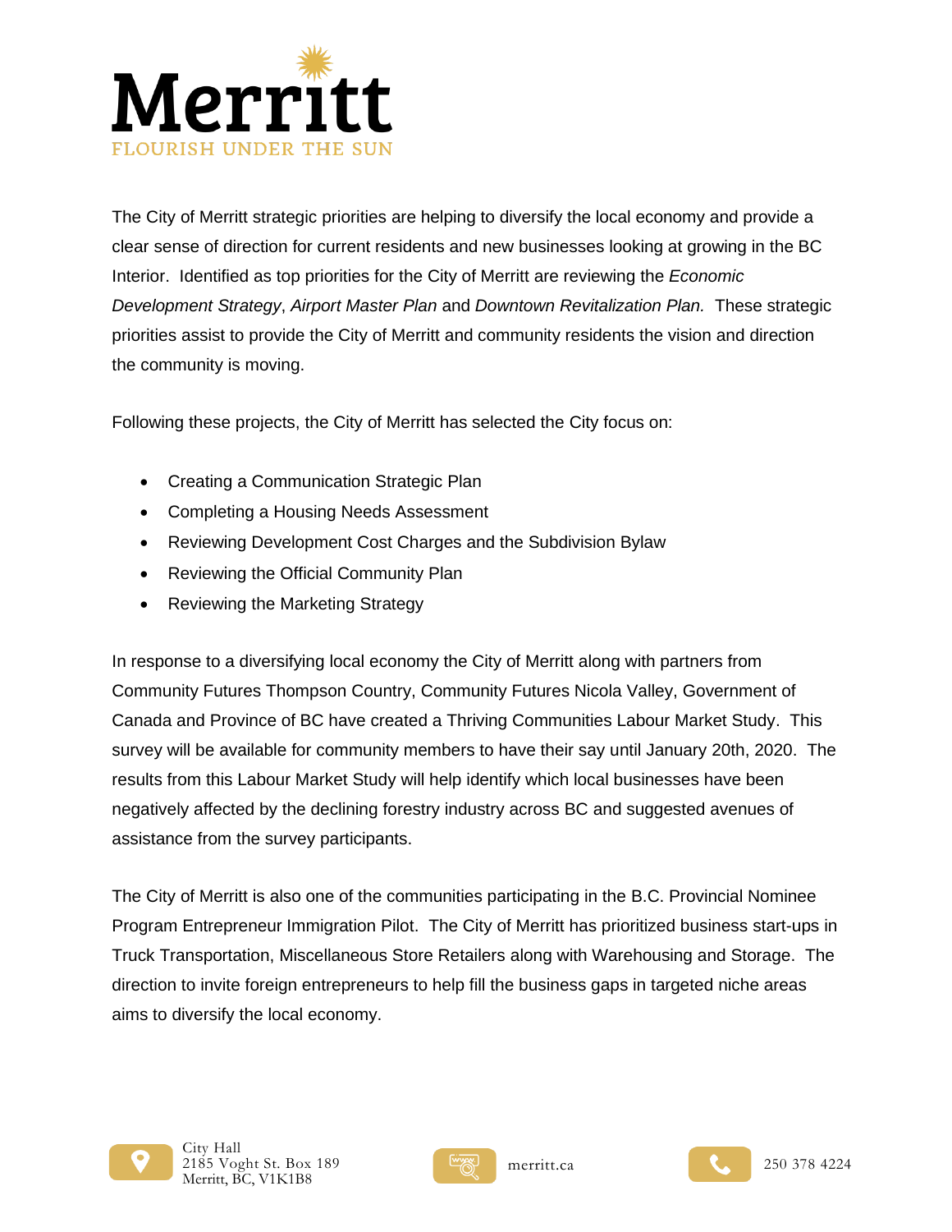The City of Merritt strategic priorities are helping to diversify the local economy and provide a clear sense of direction for current residents and new businesses looking at growing in the BC Interior. Identified as top priorities for the City of Merritt are reviewing the *Economic Development Strategy*, *Airport Master Plan* and *Downtown Revitalization Plan.* These strategic priorities assist to provide the City of Merritt and community residents the vision and direction the community is moving.

Following these projects, the City of Merritt has selected the City focus on:

- Creating a Communication Strategic Plan
- Completing a Housing Needs Assessment
- Reviewing Development Cost Charges and the Subdivision Bylaw
- Reviewing the Official Community Plan
- Reviewing the Marketing Strategy

In response to a diversifying local economy the City of Merritt along with partners from Community Futures Thompson Country, Community Futures Nicola Valley, Government of Canada and Province of BC have created a Thriving Communities Labour Market Study. This survey will be available for community members to have their say until January 20th, 2020. The results from this Labour Market Study will help identify which local businesses have been negatively affected by the declining forestry industry across BC and suggested avenues of assistance from the survey participants.

The City of Merritt is also one of the communities participating in the B.C. Provincial Nominee Program Entrepreneur Immigration Pilot. The City of Merritt has prioritized business start-ups in Truck Transportation, Miscellaneous Store Retailers along with Warehousing and Storage. The direction to invite foreign entrepreneurs to help fill the business gaps in targeted niche areas aims to diversify the local economy.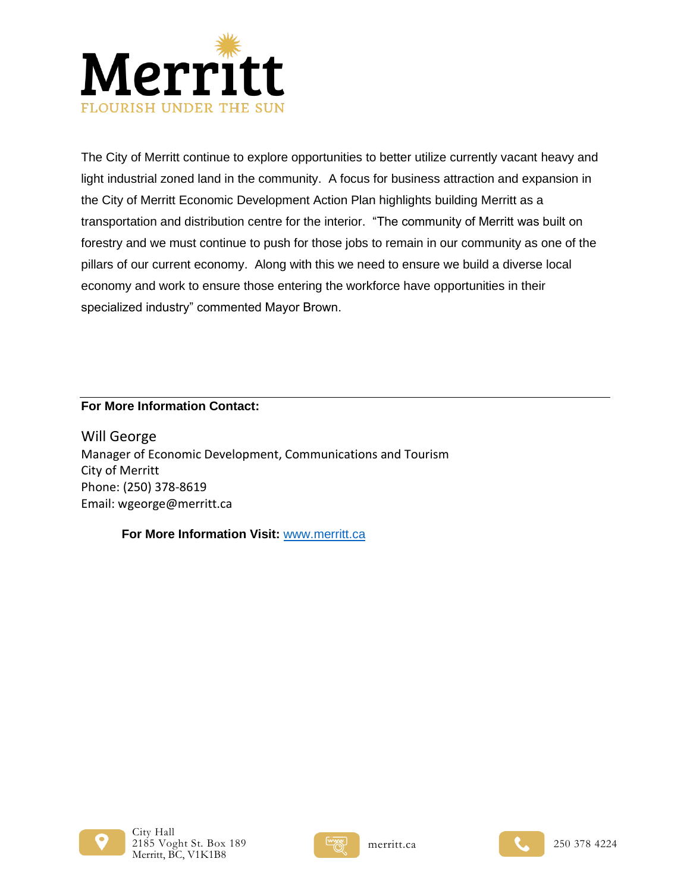The City of Merritt continue to explore opportunities to better utilize currently vacant heavy and light industrial zoned land in the community. A focus for business attraction and expansion in the City of Merritt Economic Development Action Plan highlights building Merritt as a transportation and distribution centre for the interior. "The community of Merritt was built on forestry and we must continue to push for those jobs to remain in our community as one of the pillars of our current economy. Along with this we need to ensure we build a diverse local economy and work to ensure those entering the workforce have opportunities in their specialized industry" commented Mayor Brown.

---

**For More Information Contact:**

Will George
Manager of Economic Development, Communications and Tourism
City of Merritt
Phone: (250) 378-8619
Email: wgeorge@merritt.ca

**For More Information Visit:** www.merritt.ca